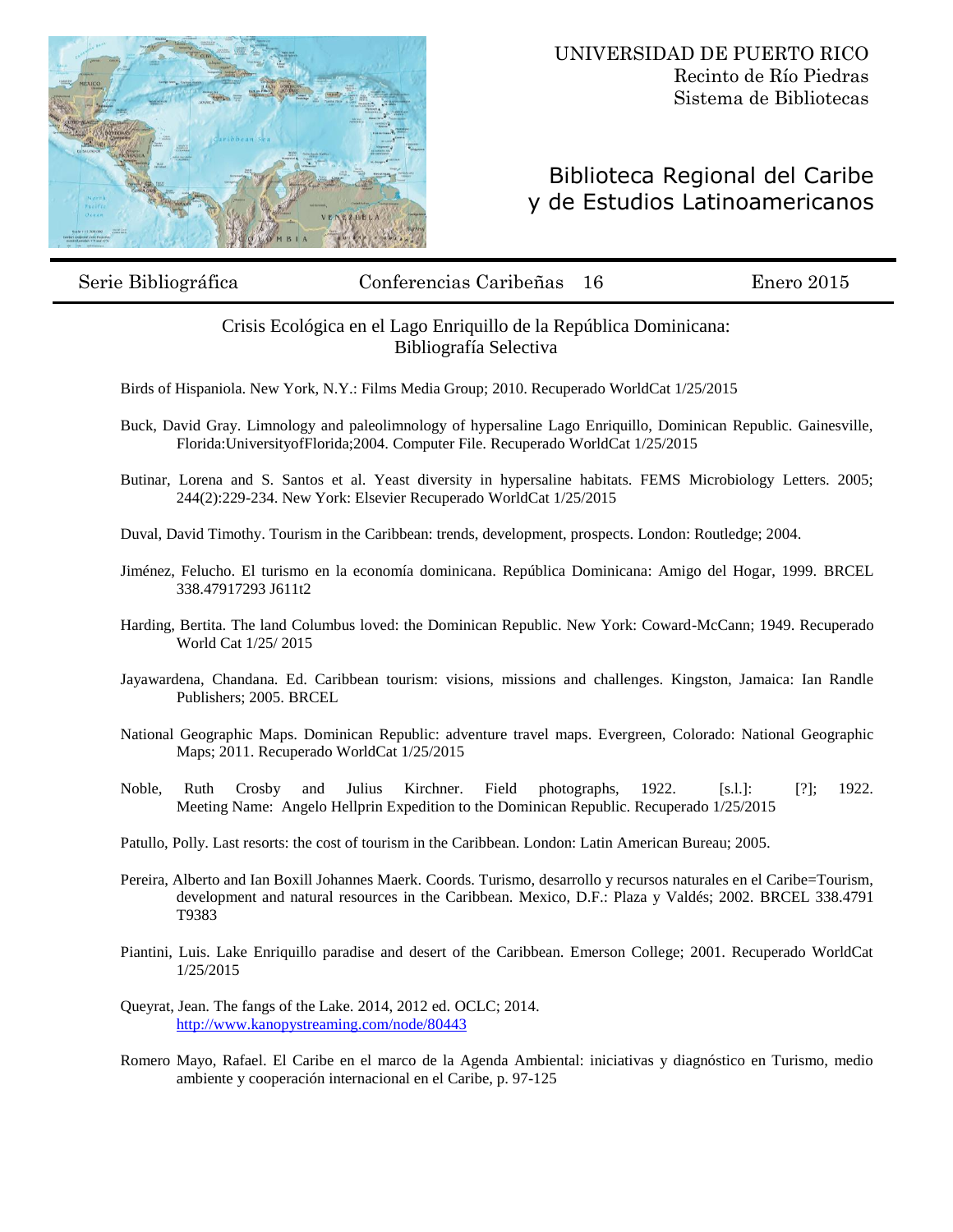UNIVERSIDAD DE PUERTO RICO
Recinto de Río Piedras
Sistema de Bibliotecas

# Biblioteca Regional del Caribe y de Estudios Latinoamericanos

Serie Bibliográfica | Conferencias Caribeñas 16 | Enero 2015

## Crisis Ecológica en el Lago Enriquillo de la República Dominicana: Bibliografía Selectiva

Birds of Hispaniola. New York, N.Y.: Films Media Group; 2010. Recuperado WorldCat 1/25/2015

Buck, David Gray. Limnology and paleolimnology of hypersaline Lago Enriquillo, Dominican Republic. Gainesville, Florida:UniversityofFlorida;2004. Computer File. Recuperado WorldCat 1/25/2015

Butinar, Lorena and S. Santos et al. Yeast diversity in hypersaline habitats. FEMS Microbiology Letters. 2005; 244(2):229-234. New York: Elsevier Recuperado WorldCat 1/25/2015

Duval, David Timothy. Tourism in the Caribbean: trends, development, prospects. London: Routledge; 2004.

Jiménez, Felucho. El turismo en la economía dominicana. República Dominicana: Amigo del Hogar, 1999. BRCEL 338.47917293 J611t2

Harding, Bertita. The land Columbus loved: the Dominican Republic. New York: Coward-McCann; 1949. Recuperado World Cat 1/25/ 2015

Jayawardena, Chandana. Ed. Caribbean tourism: visions, missions and challenges. Kingston, Jamaica: Ian Randle Publishers; 2005. BRCEL

National Geographic Maps. Dominican Republic: adventure travel maps. Evergreen, Colorado: National Geographic Maps; 2011. Recuperado WorldCat 1/25/2015

Noble, Ruth Crosby and Julius Kirchner. Field photographs, 1922. [s.l.]: [?]; 1922. Meeting Name: Angelo Hellprin Expedition to the Dominican Republic. Recuperado 1/25/2015

Patullo, Polly. Last resorts: the cost of tourism in the Caribbean. London: Latin American Bureau; 2005.

Pereira, Alberto and Ian Boxill Johannes Maerk. Coords. Turismo, desarrollo y recursos naturales en el Caribe=Tourism, development and natural resources in the Caribbean. Mexico, D.F.: Plaza y Valdés; 2002. BRCEL 338.4791 T9383

Piantini, Luis. Lake Enriquillo paradise and desert of the Caribbean. Emerson College; 2001. Recuperado WorldCat 1/25/2015

Queyrat, Jean. The fangs of the Lake. 2014, 2012 ed. OCLC; 2014. http://www.kanopystreaming.com/node/80443

Romero Mayo, Rafael. El Caribe en el marco de la Agenda Ambiental: iniciativas y diagnóstico en Turismo, medio ambiente y cooperación internacional en el Caribe, p. 97-125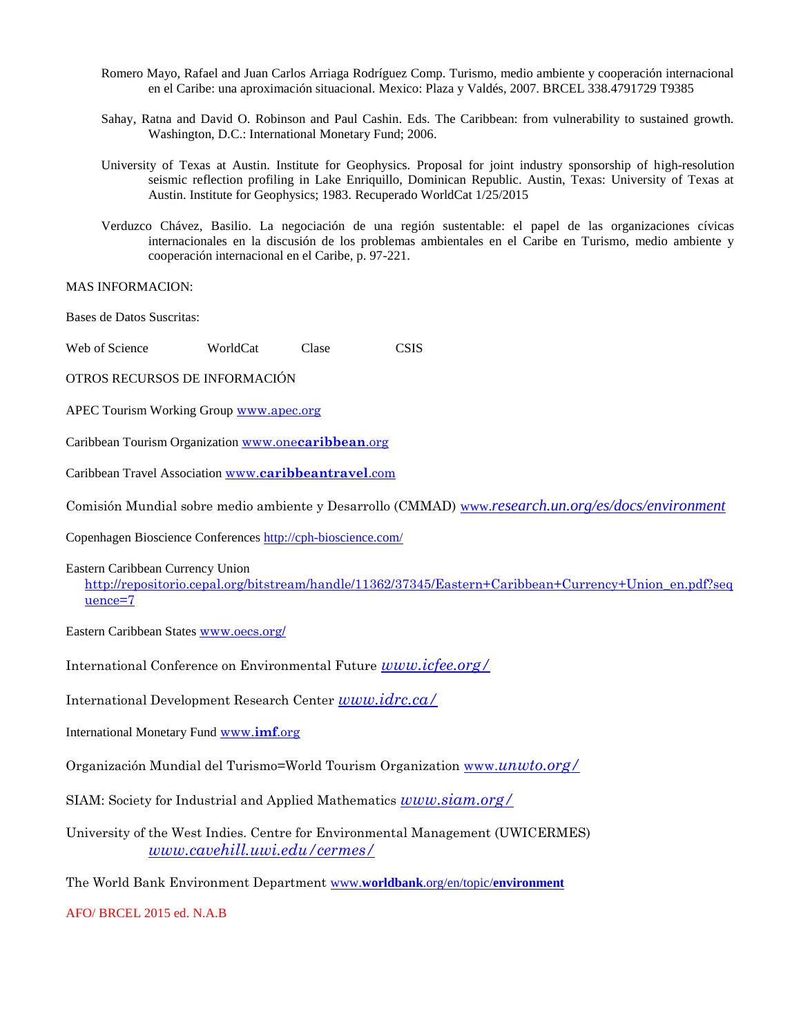Romero Mayo, Rafael and Juan Carlos Arriaga Rodríguez Comp. Turismo, medio ambiente y cooperación internacional en el Caribe: una aproximación situacional. Mexico: Plaza y Valdés, 2007. BRCEL 338.4791729 T9385

Sahay, Ratna and David O. Robinson and Paul Cashin. Eds. The Caribbean: from vulnerability to sustained growth. Washington, D.C.: International Monetary Fund; 2006.

University of Texas at Austin. Institute for Geophysics. Proposal for joint industry sponsorship of high-resolution seismic reflection profiling in Lake Enriquillo, Dominican Republic. Austin, Texas: University of Texas at Austin. Institute for Geophysics; 1983. Recuperado WorldCat 1/25/2015

Verduzco Chávez, Basilio. La negociación de una región sustentable: el papel de las organizaciones cívicas internacionales en la discusión de los problemas ambientales en el Caribe en Turismo, medio ambiente y cooperación internacional en el Caribe, p. 97-221.

MAS INFORMACION:

Bases de Datos Suscritas:

Web of Science WorldCat Clase CSIS

OTROS RECURSOS DE INFORMACIÓN

APEC Tourism Working Group www.apec.org

Caribbean Tourism Organization www.onecaribbean.org

Caribbean Travel Association www.caribbeantravel.com

Comisión Mundial sobre medio ambiente y Desarrollo (CMMAD) www.research.un.org/es/docs/environment

Copenhagen Bioscience Conferences http://cph-bioscience.com/

Eastern Caribbean Currency Union http://repositorio.cepal.org/bitstream/handle/11362/37345/Eastern+Caribbean+Currency+Union_en.pdf?sequence=7

Eastern Caribbean States www.oecs.org/

International Conference on Environmental Future www.icfee.org/

International Development Research Center www.idrc.ca/

International Monetary Fund www.imf.org

Organización Mundial del Turismo=World Tourism Organization www.unwto.org/

SIAM: Society for Industrial and Applied Mathematics www.siam.org/

University of the West Indies. Centre for Environmental Management (UWICERMES) www.cavehill.uwi.edu/cermes/

The World Bank Environment Department www.worldbank.org/en/topic/environment

AFO/ BRCEL 2015 ed. N.A.B